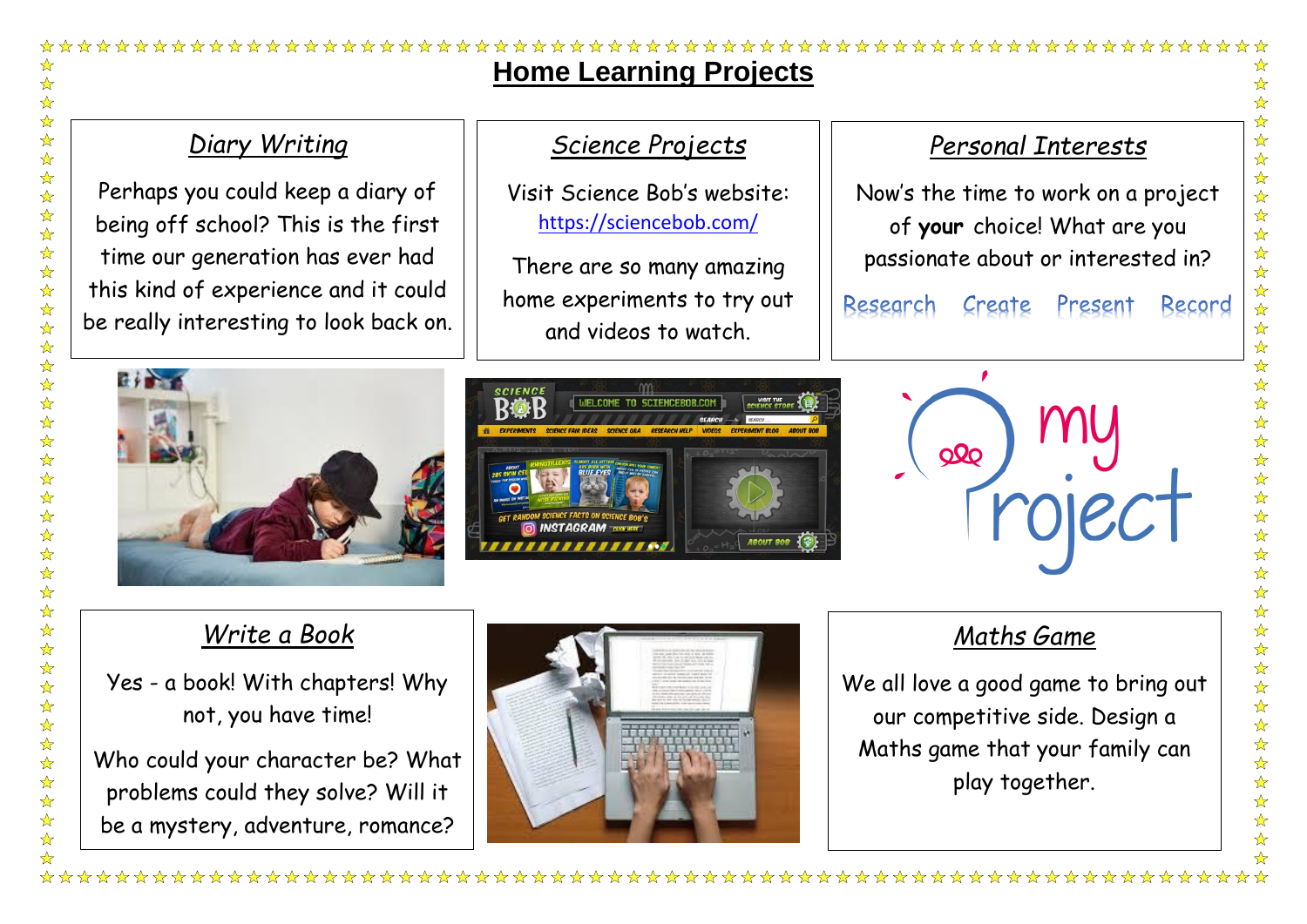# Home Learning Projects

## *Diary Writing*

Perhaps you could keep a diary of being off school? This is the first time our generation has ever had this kind of experience and it could be really interesting to look back on.

## *Science Projects*

Visit Science Bob's website: https://sciencebob.com/

There are so many amazing home experiments to try out and videos to watch.

## *Personal Interests*

Now's the time to work on a project of **your** choice! What are you passionate about or interested in?

Research Create Present Record

## *Write a Book*

Yes - a book! With chapters! Why not, you have time!

Who could your character be? What problems could they solve? Will it be a mystery, adventure, romance?

## *Maths Game*

We all love a good game to bring out our competitive side. Design a Maths game that your family can play together.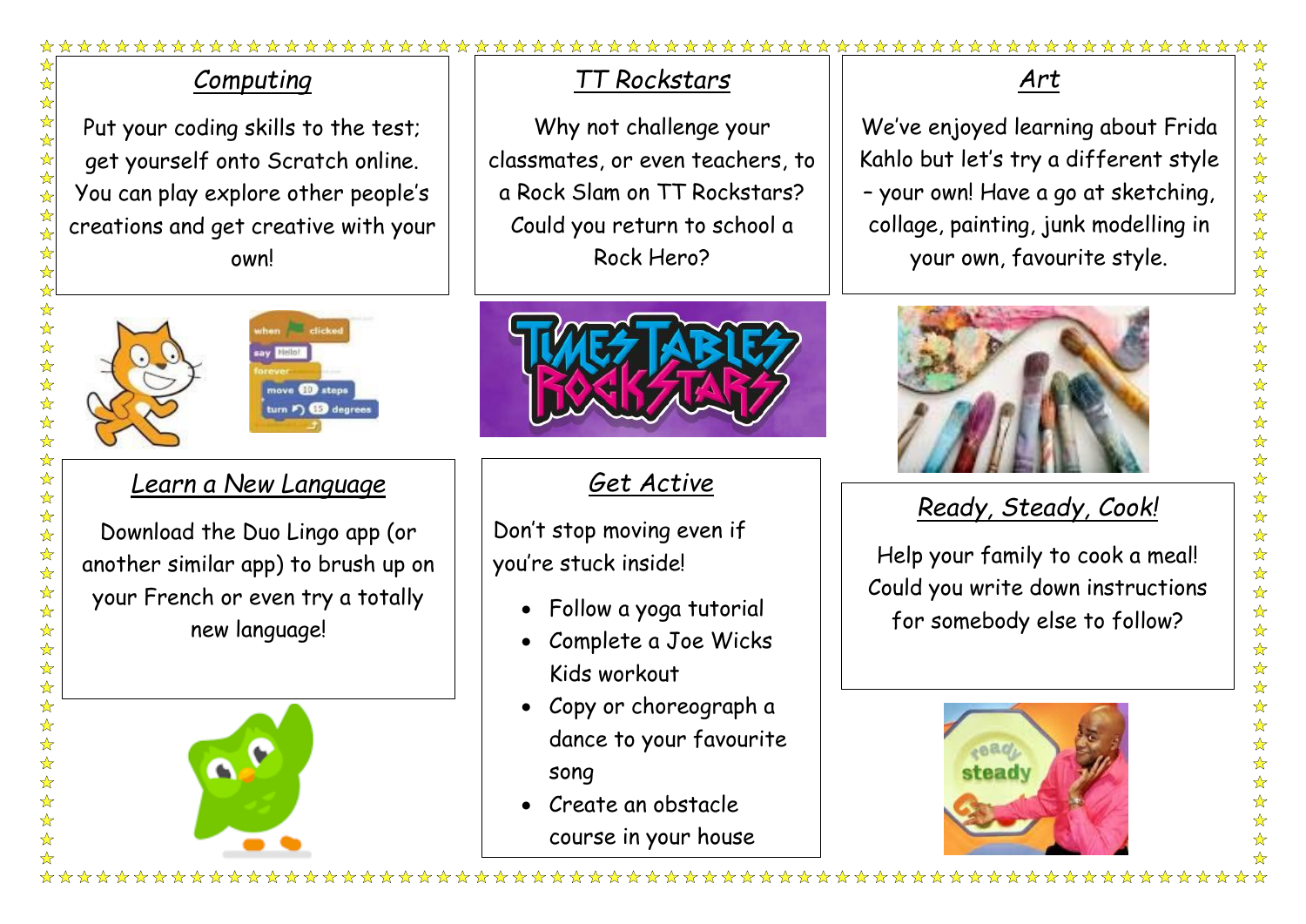## *Computing*

Put your coding skills to the test; get yourself onto Scratch online. You can play explore other people's creations and get creative with your own!

## *TT Rockstars*

Why not challenge your classmates, or even teachers, to a Rock Slam on TT Rockstars? Could you return to school a Rock Hero?

## *Art*

We've enjoyed learning about Frida Kahlo but let's try a different style – your own! Have a go at sketching, collage, painting, junk modelling in your own, favourite style.

## *Learn a New Language*

Download the Duo Lingo app (or another similar app) to brush up on your French or even try a totally new language!

## *Get Active*

Don't stop moving even if you're stuck inside!

- Follow a yoga tutorial
- Complete a Joe Wicks Kids workout
- Copy or choreograph a dance to your favourite song
- Create an obstacle course in your house

## *Ready, Steady, Cook!*

Help your family to cook a meal! Could you write down instructions for somebody else to follow?